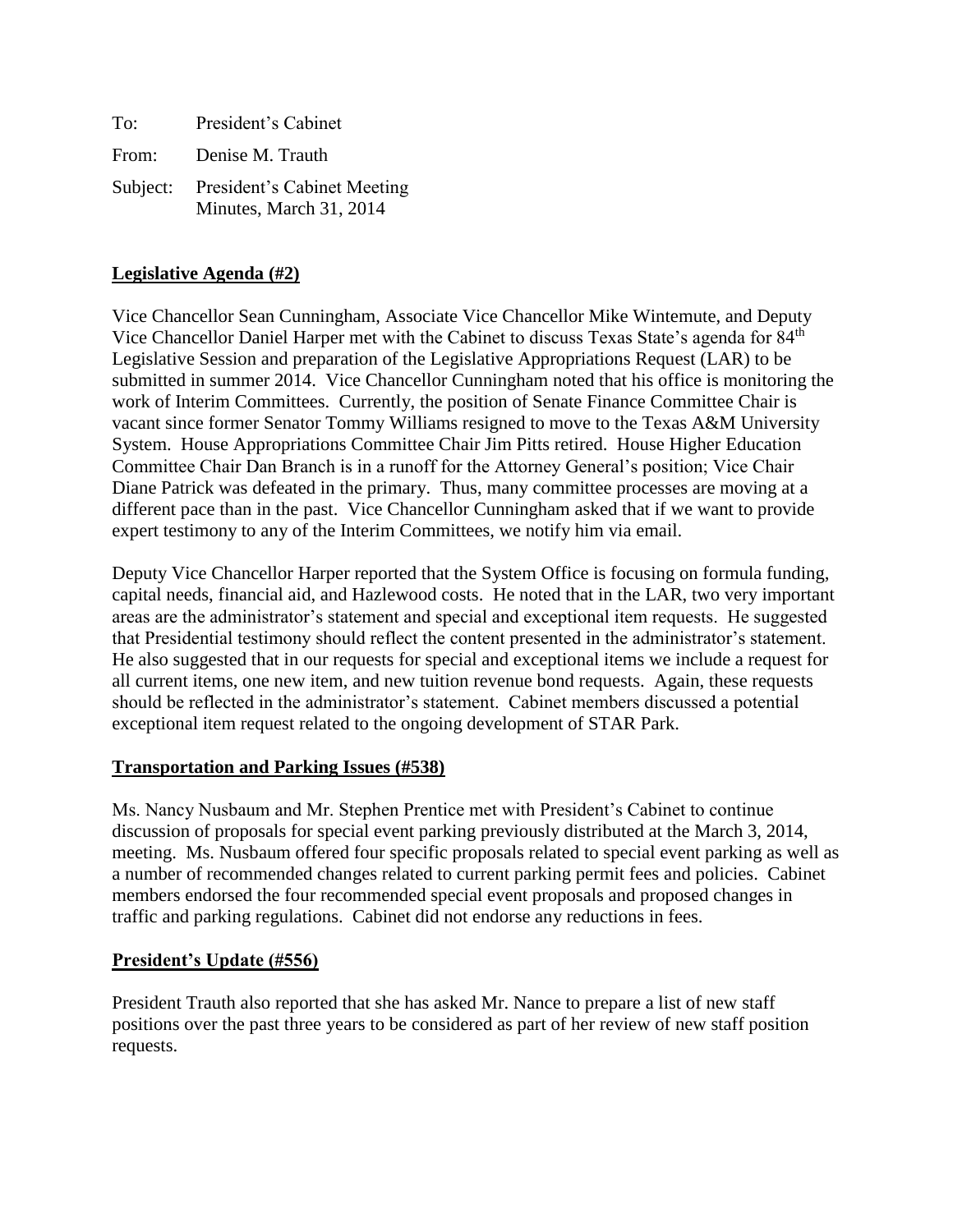To: President's Cabinet

From: Denise M. Trauth

Subject: President's Cabinet Meeting Minutes, March 31, 2014

## Legislative Agenda (#2)

Vice Chancellor Sean Cunningham, Associate Vice Chancellor Mike Wintemute, and Deputy Vice Chancellor Daniel Harper met with the Cabinet to discuss Texas State's agenda for 84th Legislative Session and preparation of the Legislative Appropriations Request (LAR) to be submitted in summer 2014. Vice Chancellor Cunningham noted that his office is monitoring the work of Interim Committees. Currently, the position of Senate Finance Committee Chair is vacant since former Senator Tommy Williams resigned to move to the Texas A&M University System. House Appropriations Committee Chair Jim Pitts retired. House Higher Education Committee Chair Dan Branch is in a runoff for the Attorney General's position; Vice Chair Diane Patrick was defeated in the primary. Thus, many committee processes are moving at a different pace than in the past. Vice Chancellor Cunningham asked that if we want to provide expert testimony to any of the Interim Committees, we notify him via email.

Deputy Vice Chancellor Harper reported that the System Office is focusing on formula funding, capital needs, financial aid, and Hazlewood costs. He noted that in the LAR, two very important areas are the administrator's statement and special and exceptional item requests. He suggested that Presidential testimony should reflect the content presented in the administrator's statement. He also suggested that in our requests for special and exceptional items we include a request for all current items, one new item, and new tuition revenue bond requests. Again, these requests should be reflected in the administrator's statement. Cabinet members discussed a potential exceptional item request related to the ongoing development of STAR Park.

## Transportation and Parking Issues (#538)

Ms. Nancy Nusbaum and Mr. Stephen Prentice met with President's Cabinet to continue discussion of proposals for special event parking previously distributed at the March 3, 2014, meeting. Ms. Nusbaum offered four specific proposals related to special event parking as well as a number of recommended changes related to current parking permit fees and policies. Cabinet members endorsed the four recommended special event proposals and proposed changes in traffic and parking regulations. Cabinet did not endorse any reductions in fees.

## President's Update (#556)

President Trauth also reported that she has asked Mr. Nance to prepare a list of new staff positions over the past three years to be considered as part of her review of new staff position requests.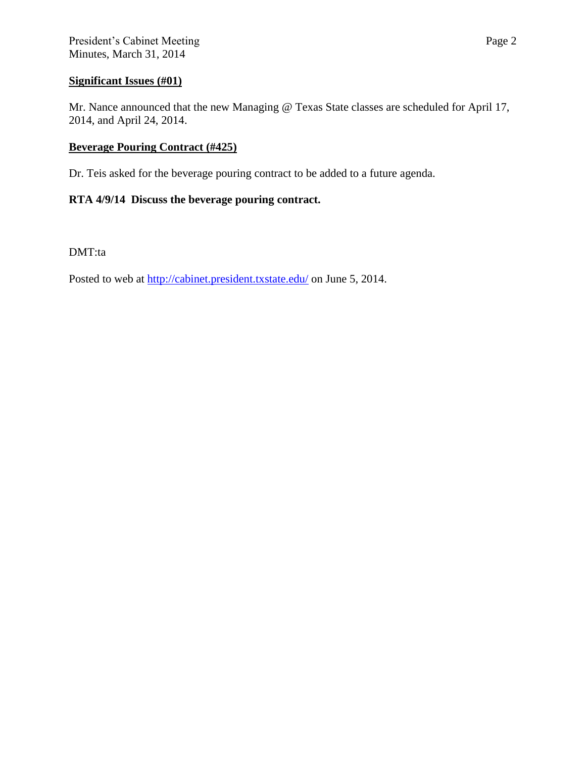**Significant Issues (#01)**

Mr. Nance announced that the new Managing @ Texas State classes are scheduled for April 17, 2014, and April 24, 2014.

**Beverage Pouring Contract (#425)**

Dr. Teis asked for the beverage pouring contract to be added to a future agenda.

**RTA 4/9/14 Discuss the beverage pouring contract.**

DMT:ta

Posted to web at http://cabinet.president.txstate.edu/ on June 5, 2014.